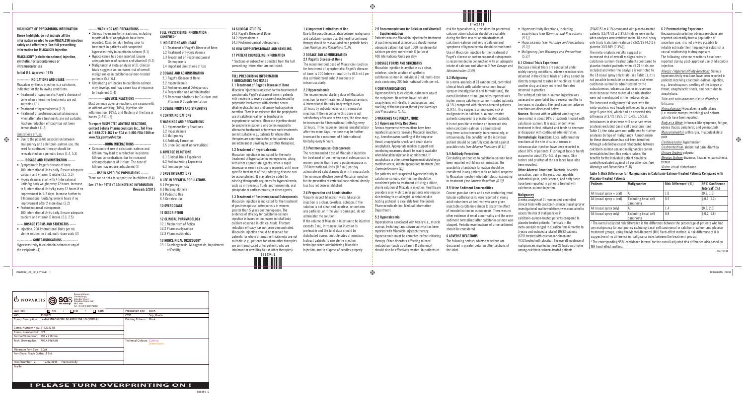## HIGHLIGHTS OF PRESCRIBING INFORMATION

**These highlights do not include all the information needed to use MIACALCIN injection safely and effectively. See full prescribing information for MIACALCIN injection.**

**MIACALCIN® (calcitonin-salmon) injection, synthetic, for subcutaneous or intramuscular use**

**Initial U.S. Approval: 1975**

**---------- INDICATIONS AND USAGE ----------**

Miacalcin synthetic injection is a calcitonin, indicated for the following conditions:

- Treatment of symptomatic Paget's disease of bone when alternative treatments are not suitable (1.1)
- Treatment of hypercalcemia (1.2)
- Treatment of postmenopausal osteoporosis when alternative treatments are not suitable. Fracture reduction efficacy has not been demonstrated (1.3)

Limitations of Use:

- Due to the possible association between malignancy and calcitonin-salmon use, the need for continued therapy should be re-evaluated on a periodic basis (1.4, 5.3)

**------ DOSAGE AND ADMINISTRATION ------**

- Symptomatic Paget's disease of bone: 100 International Units daily. Ensure adequate calcium and vitamin D intake (2.1, 2.5)
- Hypercalcemia: start with 4 International Units/kg body weight every 12 hours. Increase to 8 International Units/kg every 12 hours if no improvement in 1–2 days. Increase further to 8 International Units/kg every 6 hours if no improvement after 2 more days (2.2)
- Postmenopausal osteoporosis: 100 International Units daily. Ensure adequate calcium and vitamin D intake (2.3, 2.5)

**----- DOSAGE FORMS AND STRENGTHS -----**

- Injection: 200 International Units per mL sterile solution in 2 mL multi-dose vials (3)

**------------ CONTRAINDICATIONS ------------**

Hypersensitivity to calcitonin-salmon or any of the excipients (4)

**--------WARNINGS AND PRECAUTIONS --------**

- Serious hypersensitivity reactions, including reports of fatal anaphylaxis have been reported. Consider skin testing prior to treatment in patients with suspected hypersensitivity to calcitonin-salmon (5.1)
- Hypocalcemia has been reported. Ensure adequate intake of calcium and vitamin D (5.2)
- Malignancy: A meta-analysis of 21 clinical trials suggests an increased risk of overall malignancies in calcitonin-salmon-treated patients (5.3, 6.1)
- Circulating antibodies to calcitonin-salmon may develop, and may cause loss of response to treatment (5.4)

**-------------ADVERSE REACTIONS -------------**

Most common adverse reactions are nausea with or without vomiting (10%), injection site inflammation (10%), and flushing of the face or hands (2–5%) (6)

**To report SUSPECTED ADVERSE REACTIONS, contact Sebela Pharmaceuticals Inc., Toll Free at 1-888-271-4621 or FDA at 1-800-FDA-1088 or *www.fda.gov/medwatch*.**

**-------------DRUG INTERACTIONS -------------**

- Concomitant use of calcitonin-salmon and lithium may lead to a reduction in plasma lithium concentrations due to increased urinary clearance of lithium. The dose of lithium may require adjustment (7)

**------- USE IN SPECIFIC POPULATIONS -------**

There are no data to support use in children (8.4)

**See 17 for PATIENT COUNSELING INFORMATION**

**Revised: 2/2015**

## FULL PRESCRIBING INFORMATION: CONTENTS*

**1 INDICATIONS AND USAGE**
- 1.1 Treatment of Paget's Disease of Bone
- 1.2 Treatment of Hypercalcemia
- 1.3 Treatment of Postmenopausal Osteoporosis
- 1.4 Important Limitations of Use

**2 DOSAGE AND ADMINISTRATION**
- 2.1 Paget's Disease of Bone
- 2.2 Hypercalcemia
- 2.3 Postmenopausal Osteoporosis
- 2.4 Preparation and Administration
- 2.5 Recommendations for Calcium and Vitamin D Supplementation

**3 DOSAGE FORMS AND STRENGTHS**

**4 CONTRAINDICATIONS**

**5 WARNINGS AND PRECAUTIONS**
- 5.1 Hypersensitivity Reactions
- 5.2 Hypocalcemia
- 5.3 Malignancy
- 5.4 Antibody Formation
- 5.5 Urine Sediment Abnormalities

**6 ADVERSE REACTIONS**
- 6.1 Clinical Trials Experience
- 6.2 Postmarketing Experience
- 6.3 Immunogenicity

**7 DRUG INTERACTIONS**

**8 USE IN SPECIFIC POPULATIONS**
- 8.1 Pregnancy
- 8.3 Nursing Mothers
- 8.4 Pediatric Use
- 8.5 Geriatric Use

**10 OVERDOSAGE**

**11 DESCRIPTION**

**12 CLINICAL PHARMACOLOGY**
- 12.1 Mechanism of Action
- 12.2 Pharmacodynamics
- 12.3 Pharmacokinetics

**13 NONCLINICAL TOXICOLOGY**
- 13.1 Carcinogenesis, Mutagenesis, Impairment of Fertility

**14 CLINICAL STUDIES**
- 14.1 Paget's Disease of Bone
- 14.2 Hypercalcemia
- 14.3 Postmenopausal Osteoporosis

**16 HOW SUPPLIED/STORAGE AND HANDLING**

**17 PATIENT COUNSELING INFORMATION**

\* Sections or subsections omitted from the full prescribing information are not listed.

## FULL PRESCRIBING INFORMATION

### 1 INDICATIONS AND USAGE

#### 1.1 Treatment of Paget's Disease of Bone

Miacalcin injection is indicated for the treatment of symptomatic Paget's disease of bone in patients with moderate to severe disease characterized by polyostotic involvement with elevated serum alkaline phosphatase and urinary hydroxyproline excretion. There is no evidence that the prophylactic use of calcitonin-salmon is beneficial in asymptomatic patients. Miacalcin injection should be used only in patients who do not respond to alternative treatments or for whom such treatments are not suitable (e.g., patients for whom other therapies are contraindicated or for patients who are intolerant or unwilling to use other therapies).

#### 1.2 Treatment of Hypercalcemia

Miacalcin injection is indicated for the early treatment of hypercalcemic emergencies, along with other appropriate agents, when a rapid decrease in serum calcium is required, until more specific treatment of the underlying disease can be accomplished. It may also be added to existing therapeutic regimens for hypercalcemia such as intravenous fluids and furosemide, oral phosphate or corticosteroids, or other agents.

#### 1.3 Treatment of Postmenopausal Osteoporosis

Miacalcin injection is indicated for the treatment of postmenopausal osteoporosis in women greater than 5 years postmenopause. The evidence of efficacy for calcitonin-salmon injection is based on increases in total body calcium observed in clinical trials. Fracture reduction efficacy has not been demonstrated. Miacalcin injection should be reserved for patients for whom alternative treatments are not suitable (e.g., patients for whom other therapies are contraindicated or for patients who are intolerant or unwilling to use other therapies).

#### 1.4 Important Limitations of Use

Due to the possible association between malignancy and calcitonin-salmon use, the need for continued therapy should be re-evaluated on a periodic basis *[see Warnings and Precautions (5.3)]*.

### 2 DOSAGE AND ADMINISTRATION

#### 2.1 Paget's Disease of Bone

The recommended dose of Miacalcin injection for treatment of symptomatic Paget's disease of bone is 100 International Units (0.5 mL) per day administered subcutaneously or intramuscularly.

#### 2.2 Hypercalcemia

The recommended starting dose of Miacalcin injection for early treatment of hypercalcemia is 4 International Units/kg body weight every 12 hours by subcutaneous or intramuscular injection. If the response to this dose is not satisfactory after one or two days, the dose may be increased to 8 International Units/kg every 12 hours. If the response remains unsatisfactory after two more days, the dose may be further increased to a maximum of 8 International Units/kg every 6 hours.

#### 2.3 Postmenopausal Osteoporosis

The recommended dose of Miacalcin injection for treatment of postmenopausal osteoporosis in women greater than 5 years postmenopause is 100 International Units (0.5 mL) per day administered subcutaneously or intramuscularly. The minimum effective dose of Miacalcin injection for the prevention of vertebral bone mineral density loss has not been established.

#### 2.4 Preparation and Administration

Visually inspect Miacalcin vials. Miacalcin injection is a clear, colorless, solution. If the solution is not clear and colorless, or contains any particles, or if the vial is damaged, do not administer the solution.

If the volume of Miacalcin injection to be injected exceeds 2 mL, intramuscular injection is preferable and the total dose should be distributed across multiple sites of injection. Instruct patients to use sterile injection technique when administering Miacalcin injection, and to dispose of needles properly.

#### 2.5 Recommendations for Calcium and Vitamin D Supplementation

Patients who use Miacalcin injection for treatment of postmenopausal osteoporosis should receive adequate calcium (at least 1000 mg elemental calcium per day) and vitamin D (at least 400 International Units per day).

### 3 DOSAGE FORMS AND STRENGTHS

Miacalcin injection is available as a clear, colorless, sterile solution of synthetic calcitonin-salmon in individual 2 mL multi-dose vials containing 200 International Units per mL.

### 4 CONTRAINDICATIONS

Hypersensitivity to calcitonin-salmon or any of the excipients. Reactions have included anaphylaxis with death, bronchospasm, and swelling of the tongue or throat *[see Warnings and Precautions (5.1)]*.

### 5 WARNINGS AND PRECAUTIONS

#### 5.1 Hypersensitivity Reactions

Serious hypersensitivity reactions have been reported in patients receiving Miacalcin injection, e.g., bronchospasm, swelling of the tongue or throat, anaphylactic shock, and death due to anaphylaxis. Appropriate medical support and monitoring measures should be readily available when Miacalcin injection is administered. If anaphylaxis or other severe hypersensitivity/allergic reactions occur, initiate appropriate treatment *[see Contraindications (4)]*.

For patients with suspected hypersensitivity to calcitonin-salmon, skin testing should be considered prior to treatment utilizing a dilute, sterile solution of Miacalcin injection. Healthcare providers may wish to refer patients who require skin testing to an allergist. A detailed skin testing protocol is available from the Sebela Pharmaceuticals Inc. Medical Information Department.

#### 5.2 Hypocalcemia

Hypocalcemia associated with tetany (i.e., muscle cramps, twitching) and seizure activity has been reported with Miacalcin injection therapy. Hypocalcemia must be corrected before initiating therapy. Other disorders affecting mineral metabolism (such as vitamin D deficiency) should also be effectively treated. In patients at risk for hypocalcemia, provisions for parenteral calcium administration should be available during the first several administrations of calcitonin-salmon and serum calcium and symptoms of hypocalcemia should be monitored. Use of Miacalcin injection for the treatment of Paget's disease or postmenopausal osteoporosis is recommended in conjunction with an adequate intake of calcium and vitamin D *[see Dosage and Administration (2.5)]*.

#### 5.3 Malignancy

In a meta-analysis of 21 randomized, controlled clinical trials with calcitonin-salmon (nasal spray or investigational oral formulations), the overall incidence of malignancies reported was higher among calcitonin-salmon-treated patients (4.1%) compared with placebo-treated patients (2.9%). This suggests an increased risk of malignancies in calcitonin-salmon-treated patients compared to placebo-treated patients.

It is not possible to exclude an increased risk when calcitonin-salmon is administered for long-term use subcutaneously, intramuscularly, or intravenously. The benefits for the individual patient should be carefully considered against possible risks *[see Adverse Reactions (6.1)]*.

#### 5.4 Antibody Formation

Circulating antibodies to calcitonin-salmon have been reported with Miacalcin injection. The possibility of antibody formation should be considered in any patient with an initial response to Miacalcin injection who later stops responding to treatment *[see Adverse Reactions (6.3)]*.

#### 5.5 Urine Sediment Abnormalities

Coarse granular casts and casts containing renal tubular epithelial cells were reported in young adult volunteers at bed rest who were given injectable calcitonin-salmon to study the effect of immobilization on osteoporosis. There was no other evidence of renal abnormality and the urine sediment normalized after calcitonin-salmon was stopped. Periodic examinations of urine sediment should be considered.

### 6 ADVERSE REACTIONS

The following serious adverse reactions are discussed in greater detail in other sections of the label:

- Hypersensitivity Reactions, including anaphylaxis *[see Warnings and Precautions (5.1)]*
- Hypocalcemia *[see Warnings and Precautions (5.2)]*
- Malignancy *[see Warnings and Precautions (5.3)]*

#### 6.1 Clinical Trials Experience

Because clinical trials are conducted under widely varying conditions, adverse reaction rates observed in the clinical trials of a drug cannot be directly compared to rates in the clinical trials of another drug and may not reflect the rates observed in practice.

The safety of calcitonin-salmon injection was assessed in open-label trials several months to two years in duration. The most common adverse reactions are discussed below.

**Nausea:** Nausea with or without vomiting has been noted in about 10% of patients treated with calcitonin-salmon. It is most evident when treatment is first initiated and tends to decrease or disappear with continued administration.

**Dermatologic Reactions:** Local inflammatory reactions at the site of subcutaneous or intramuscular injection have been reported in about 10% of patients. Flushing of face or hands occurred in about 2%–5% of patients. Skin rashes and pruritus of the ear lobes have also been reported.

**Other Adverse Reactions:** Nocturia, feverish sensation, pain in the eyes, poor appetite, abdominal pain, pedal edema, and salty taste have been reported in patients treated with calcitonin-salmon injection.

**Malignancy**

A meta-analysis of 21 randomized, controlled clinical trials with calcitonin-salmon (nasal spray or investigational oral formulations) was conducted to assess the risk of malignancies in calcitonin-salmon-treated patients compared to placebo-treated patients. The trials in the meta-analysis ranged in duration from 6 months to 5 years and included a total of 10883 patients (6151 treated with calcitonin-salmon and 4732 treated with placebo). The overall incidence of malignancies reported in these 21 trials was higher among calcitonin-salmon-treated patients (254/6151 or 4.1%) compared with placebo-treated patients (137/4732 or 2.9%). Findings were similar when analyses were restricted to the 18 nasal spray only trials [calcitonin-salmon 122/2712 (4.5%); placebo 30/1309 (2.3%)].

The meta-analysis results suggest an increased risk of overall malignancies in calcitonin-salmon-treated patients compared to placebo-treated patients when all 21 trials are included and when the analysis is restricted to the 18 nasal spray only trials (see Table 1). It is not possible to exclude an increased risk when calcitonin-salmon is administered by the subcutaneous, intramuscular, or intravenous route because these routes of administration were not investigated in the meta-analysis.

The increased malignancy risk seen with the meta-analysis was heavily influenced by a single large 5-year trial, which had an observed risk difference of 3.4% [95% CI (0.4%, 6.5%)]. Imbalances in risks were still observed when analyses excluded basal cell carcinoma (see Table 1); the data were not sufficient for further analyses by type of malignancy. A mechanism for these observations has not been identified. Although a definitive causal relationship between calcitonin-salmon use and malignancies cannot be established from this meta-analysis, the benefits for the individual patient should be carefully evaluated against all possible risks *[see Warnings and Precautions (5.3)]*.

**Table 1: Risk Difference for Malignancies in Calcitonin-Salmon-Treated Patients Compared with Placebo-Treated Patients**

| Patients | Malignancies | Risk Difference[1] (%) | 95% Confidence Interval[2] (%) |
|---|---|---|---|
| All (nasal spray + oral) | All | 1.0 | (0.3, 1.6) |
| All (nasal spray + oral) | Excluding basal cell carcinoma | 0.5 | (-0.1, 1.2) |
| All (nasal spray only) | All | 1.4 | (0.3, 2.6) |
| All (nasal spray only) | Excluding basal cell carcinoma | 0.8 | (-0.2, 1.8) |

[1] The overall adjusted risk difference is the difference between the percentage of patients who had any malignancy (or malignancy excluding basal cell carcinoma) in calcitonin-salmon and placebo treatment groups, using the Mantel-Haenszel (MH) fixed-effect method. A risk difference of 0 is suggestive of no difference in malignancy risks between the treatment groups.

[2] The corresponding 95% confidence interval for the overall adjusted risk difference also based on MH fixed-effect method.

#### 6.2 Postmarketing Experience

Because postmarketing adverse reactions are reported voluntarily from a population of uncertain size, it is not always possible to reliably estimate their frequency or establish a causal relationship to drug exposure.

The following adverse reactions have been reported during post-approval use of Miacalcin injection.

*Allergic / Hypersensitivity Reactions:* Serious hypersensitivity reactions have been reported in patients receiving calcitonin-salmon injection, e.g., bronchospasm, swelling of the tongue or throat, anaphylactic shock, and death due to anaphylaxis.

*Skin and subcutaneous tissue disorders:* Urticaria

*Hypocalcemia:* Hypocalcemia with tetany (i.e. muscle cramps, twitching) and seizure activity have been reported.

*Body as a Whole:* influenza-like symptoms, fatigue, edema (facial, peripheral, and generalized)

*Musculoskeletal:* arthralgia, musculoskeletal pain

*Cardiovascular:* hypertension

*Gastrointestinal:* abdominal pain, diarrhea

*Urinary System:* polyuria

*Nervous System:* dizziness, headache, paresthesia, tremor

*Vision:* visual disturbance

| NOVARTIS | SGS | |
|---|---|---|
| Live Text: | ☑ Yes / ☐ No / ☐ Both | Production Site: Stein |
| WO: 1338972 | | CTM: Soyk, Breda |
| Comp. Description: Leaflet MIACALCIN LIVI 400IU 2ML US (SEBELA) | | Printing Colours: Black |
| Comp. Number New: 2162232 US | | |
| Comp. Number Old: N/A | | |
| Format/Dimension: 594 x 210mm | | |
| Tech. Drawing No.: 799.4.9167/06 | | Technical Colours: Cutting Dimensions |
| Minimum Font Size: 9.0pt | | |
| Font Type: Trade Gothic LT Std | | |
| Proof Number: 2 — 12/02/2015 Frances Kelly | | |
| Braille: | | |

**! PLEASE TURN OVERPRINTING ON !**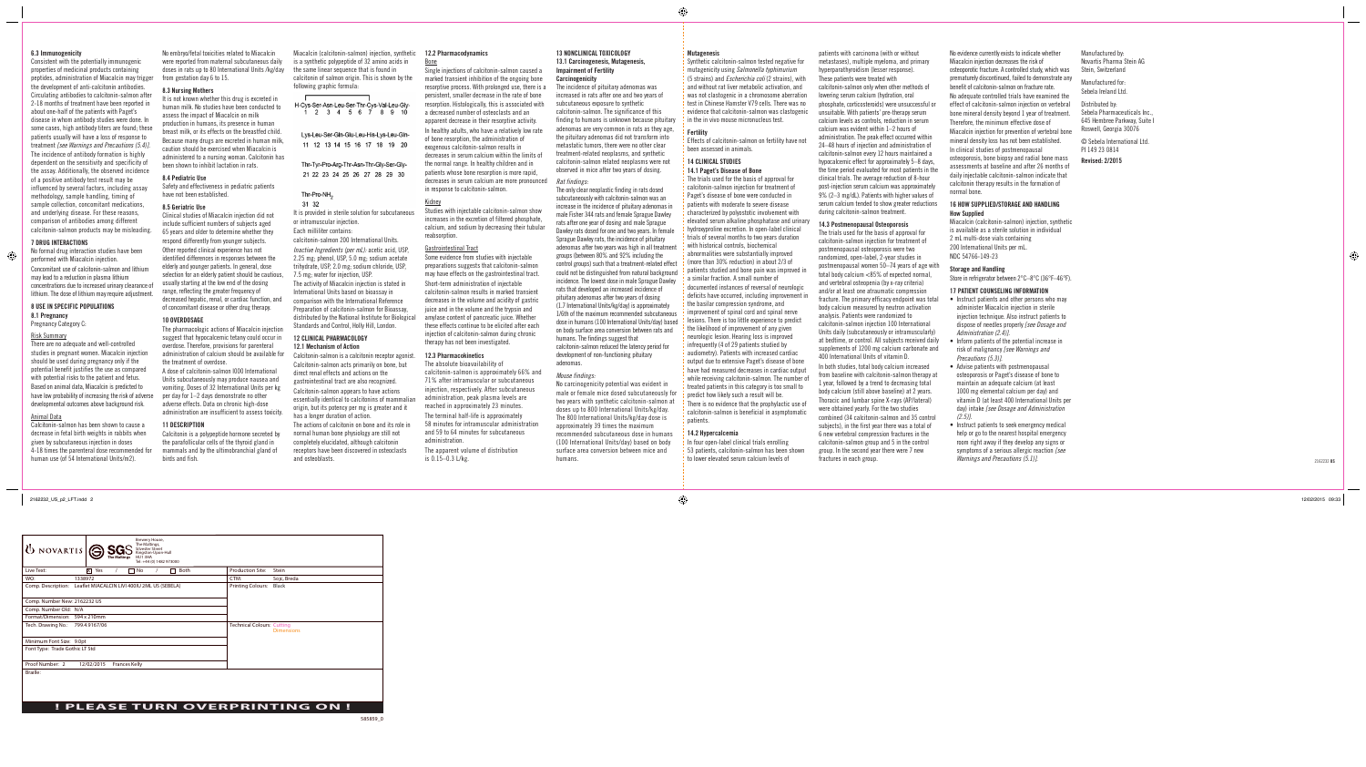### 6.3 Immunogenicity

Consistent with the potentially immunogenic properties of medicinal products containing peptides, administration of Miacalcin may trigger the development of anti-calcitonin antibodies. Circulating antibodies to calcitonin-salmon after 2–18 months of treatment have been reported in about one-half of the patients with Paget's disease in whom antibody studies were done. In some cases, high antibody titers are found; these patients usually will have a loss of response to treatment *[see Warnings and Precautions (5.4)]*. The incidence of antibody formation is highly dependent on the sensitivity and specificity of the assay. Additionally, the observed incidence of a positive antibody test result may be influenced by several factors, including assay methodology, sample handling, timing of sample collection, concomitant medications, and underlying disease. For these reasons, comparison of antibodies among different calcitonin-salmon products may be misleading.

## 7 DRUG INTERACTIONS

No formal drug interaction studies have been performed with Miacalcin injection.

Concomitant use of calcitonin-salmon and lithium may lead to a reduction in plasma lithium concentrations due to increased urinary clearance of lithium. The dose of lithium may require adjustment.

## 8 USE IN SPECIFIC POPULATIONS

### 8.1 Pregnancy

Pregnancy Category C:

Risk Summary

There are no adequate and well-controlled studies in pregnant women. Miacalcin injection should be used during pregnancy only if the potential benefit justifies the use as compared with potential risks to the patient and fetus. Based on animal data, Miacalcin is predicted to have low probability of increasing the risk of adverse developmental outcomes above background risk.

Animal Data

Calcitonin-salmon has been shown to cause a decrease in fetal birth weights in rabbits when given by subcutaneous injection in doses 4-18 times the parenteral dose recommended for human use (of 54 International Units/m2). No embryo/fetal toxicities related to Miacalcin were reported from maternal subcutaneous daily doses in rats up to 80 International Units /kg/day from gestation day 6 to 15.

### 8.3 Nursing Mothers

It is not known whether this drug is excreted in human milk. No studies have been conducted to assess the impact of Miacalcin on milk production in humans, its presence in human breast milk, or its effects on the breastfed child. Because many drugs are excreted in human milk, caution should be exercised when Miacalcin is administered to a nursing woman. Calcitonin has been shown to inhibit lactation in rats.

### 8.4 Pediatric Use

Safety and effectiveness in pediatric patients have not been established.

### 8.5 Geriatric Use

Clinical studies of Miacalcin injection did not include sufficient numbers of subjects aged 65 years and older to determine whether they respond differently from younger subjects. Other reported clinical experience has not identified differences in responses between the elderly and younger patients. In general, dose selection for an elderly patient should be cautious, usually starting at the low end of the dosing range, reflecting the greater frequency of decreased hepatic, renal, or cardiac function, and of concomitant disease or other drug therapy.

## 10 OVERDOSAGE

The pharmacologic actions of Miacalcin injection suggest that hypocalcemic tetany could occur in overdose. Therefore, provisions for parenteral administration of calcium should be available for the treatment of overdose.

A dose of calcitonin-salmon 1000 International Units subcutaneously may produce nausea and vomiting. Doses of 32 International Units per kg per day for 1–2 days demonstrate no other adverse effects. Data on chronic high-dose administration are insufficient to assess toxicity.

## 11 DESCRIPTION

Calcitonin is a polypeptide hormone secreted by the parafollicular cells of the thyroid gland in mammals and by the ultimobranchial gland of birds and fish.

Miacalcin (calcitonin-salmon) injection, synthetic is a synthetic polypeptide of 32 amino acids in the same linear sequence that is found in calcitonin of salmon origin. This is shown by the following graphic formula:

```
H-Cys-Ser-Asn-Leu-Ser-Thr-Cys-Val-Leu-Gly-
   1   2   3   4   5   6   7   8   9  10

Lys-Leu-Ser-Gln-Glu-Leu-His-Lys-Leu-Gln-
 11  12  13  14  15  16  17  18  19  20

Thr-Tyr-Pro-Arg-Thr-Asn-Thr-Gly-Ser-Gly-
 21  22  23  24  25  26  27  28  29  30

Thr-Pro-NH2
 31  32
```

It is provided in sterile solution for subcutaneous or intramuscular injection.

Each milliliter contains:

calcitonin-salmon 200 International Units.

*Inactive Ingredients (per mL):* acetic acid, USP, 2.25 mg; phenol, USP, 5.0 mg; sodium acetate trihydrate, USP, 2.0 mg; sodium chloride, USP, 7.5 mg; water for injection, USP.

The activity of Miacalcin injection is stated in International Units based on bioassay in comparison with the International Reference Preparation of calcitonin-salmon for Bioassay, distributed by the National Institute for Biological Standards and Control, Holly Hill, London.

## 12 CLINICAL PHARMACOLOGY

### 12.1 Mechanism of Action

Calcitonin-salmon is a calcitonin receptor agonist. Calcitonin-salmon acts primarily on bone, but direct renal effects and actions on the gastrointestinal tract are also recognized.

Calcitonin-salmon appears to have actions essentially identical to calcitonins of mammalian origin, but its potency per mg is greater and it has a longer duration of action.

The actions of calcitonin on bone and its role in normal human bone physiology are still not completely elucidated, although calcitonin receptors have been discovered in osteoclasts and osteoblasts.

### 12.2 Pharmacodynamics

Bone

Single injections of calcitonin-salmon caused a marked transient inhibition of the ongoing bone resorptive process. With prolonged use, there is a persistent, smaller decrease in the rate of bone resorption. Histologically, this is associated with a decreased number of osteoclasts and an apparent decrease in their resorptive activity.

In healthy adults, who have a relatively low rate of bone resorption, the administration of exogenous calcitonin-salmon results in decreases in serum calcium within the limits of the normal range. In healthy children and in patients whose bone resorption is more rapid, decreases in serum calcium are more pronounced in response to calcitonin-salmon.

Kidney

Studies with injectable calcitonin-salmon show increases in the excretion of filtered phosphate, calcium, and sodium by decreasing their tubular reabsorption.

Gastrointestinal Tract

Some evidence from studies with injectable preparations suggests that calcitonin-salmon may have effects on the gastrointestinal tract. Short-term administration of injectable calcitonin-salmon results in marked transient decreases in the volume and acidity of gastric juice and in the volume and the trypsin and amylase content of pancreatic juice. Whether these effects continue to be elicited after each injection of calcitonin-salmon during chronic therapy has not been investigated.

### 12.3 Pharmacokinetics

The absolute bioavailability of calcitonin-salmon is approximately 66% and 71% after intramuscular or subcutaneous injection, respectively. After subcutaneous administration, peak plasma levels are reached in approximately 23 minutes.

The terminal half-life is approximately 58 minutes for intramuscular administration and 59 to 64 minutes for subcutaneous administration.

The apparent volume of distribution is 0.15–0.3 L/kg.

## 13 NONCLINICAL TOXICOLOGY

### 13.1 Carcinogenesis, Mutagenesis, Impairment of Fertility

**Carcinogenicity**

The incidence of pituitary adenomas was increased in rats after one and two years of subcutaneous exposure to synthetic calcitonin-salmon. The significance of this finding to humans is unknown because pituitary adenomas are very common in rats as they age, the pituitary adenomas did not transform into metastatic tumors, there were no other clear treatment-related neoplasms, and synthetic calcitonin-salmon related neoplasms were not observed in mice after two years of dosing.

*Rat findings:*

The only clear neoplastic finding in rats dosed subcutaneously with calcitonin-salmon was an increase in the incidence of pituitary adenomas in male Fisher 344 rats and female Sprague Dawley rats after one year of dosing and male Sprague Dawley rats dosed for one and two years. In female Sprague Dawley rats, the incidence of pituitary adenomas after two years was high in all treatment groups (between 80% and 92% including the control groups) such that a treatment-related effect could not be distinguished from natural background incidence. The lowest dose in male Sprague Dawley rats that developed an increased incidence of pituitary adenomas after two years of dosing (1.7 International Units/kg/day) is approximately 1/6th of the maximum recommended subcutaneous dose in humans (100 International Units/day) based on body surface area conversion between rats and humans. The findings suggest that calcitonin-salmon reduced the latency period for development of non-functioning pituitary adenomas.

*Mouse findings:*

No carcinogenicity potential was evident in male or female mice dosed subcutaneously for two years with synthetic calcitonin-salmon at doses up to 800 International Units/kg/day. The 800 International Units/kg/day dose is approximately 39 times the maximum recommended subcutaneous dose in humans (100 International Units/day) based on body surface area conversion between mice and humans.

**Mutagenesis**

Synthetic calcitonin-salmon tested negative for mutagenicity using *Salmonella typhimurium* (5 strains) and *Escherichia coli* (2 strains), with and without rat liver metabolic activation, and was not clastogenic in a chromosome aberration test in Chinese Hamster V79 cells. There was no evidence that calcitonin-salmon was clastogenic in the in vivo mouse micronucleus test.

**Fertility**

Effects of calcitonin-salmon on fertility have not been assessed in animals.

## 14 CLINICAL STUDIES

### 14.1 Paget's Disease of Bone

The trials used for the basis of approval for calcitonin-salmon injection for treatment of Paget's disease of bone were conducted in patients with moderate to severe disease characterized by polyostotic involvement with elevated serum alkaline phosphatase and urinary hydroxyproline excretion. In open-label clinical trials of several months to two years duration with historical controls, biochemical abnormalities were substantially improved (more than 30% reduction) in about 2/3 of patients studied and bone pain was improved in a similar fraction. A small number of documented instances of reversal of neurologic deficits have occurred, including improvement in the basilar compression syndrome, and improvement of spinal cord and spinal nerve lesions. There is too little experience to predict the likelihood of improvement of any given neurologic lesion. Hearing loss is improved infrequently (4 of 29 patients studied by audiometry). Patients with increased cardiac output due to extensive Paget's disease of bone have had measured decreases in cardiac output while receiving calcitonin-salmon. The number of treated patients in this category is too small to predict how likely such a result will be.

There is no evidence that the prophylactic use of calcitonin-salmon is beneficial in asymptomatic patients.

### 14.2 Hypercalcemia

In four open-label clinical trials enrolling 53 patients, calcitonin-salmon has been shown to lower elevated serum calcium levels of patients with carcinoma (with or without metastases), multiple myeloma, and primary hyperparathyroidism (lesser response). These patients were treated with calcitonin-salmon only when other methods of lowering serum calcium (hydration, oral phosphate, corticosteroids) were unsuccessful or unsuitable. With patients' pre-therapy serum calcium levels as controls, reduction in serum calcium was evident within 1–2 hours of administration. The peak effect occurred within 24–48 hours of injection and administration of calcitonin-salmon every 12 hours maintained a hypocalcemic effect for approximately 5–8 days, the time period evaluated for most patients in the clinical trials. The average reduction of 8-hour post-injection serum calcium was approximately 9% (2–3 mg/dL). Patients with higher values of serum calcium tended to show greater reductions during calcitonin-salmon treatment.

### 14.3 Postmenopausal Osteoporosis

The trials used for the basis of approval for calcitonin-salmon injection for treatment of postmenopausal osteoporosis were two randomized, open-label, 2-year studies in postmenopausal women 50–74 years of age with total body calcium <85% of expected normal, and vertebral osteopenia (by x-ray criteria) and/or at least one atraumatic compression fracture. The primary efficacy endpoint was total body calcium measured by neutron activation analysis. Patients were randomized to calcitonin-salmon injection 100 International Units daily (subcutaneously or intramuscularly) at bedtime, or control. All subjects received daily supplements of 1200 mg calcium carbonate and 400 International Units of vitamin D.

In both studies, total body calcium increased from baseline with calcitonin-salmon therapy at 1 year, followed by a trend to decreasing total body calcium (still above baseline) at 2 years. Thoracic and lumbar spine X-rays (AP/lateral) were obtained yearly. For the two studies combined (34 calcitonin-salmon and 35 control subjects), in the first year there was a total of 6 new vertebral compression fractures in the calcitonin-salmon group and 5 in the control group. In the second year there were 7 new fractures in each group.

No evidence currently exists to indicate whether Miacalcin injection decreases the risk of osteoporotic fracture. A controlled study, which was prematurely discontinued, failed to demonstrate any benefit of calcitonin-salmon on fracture rate.

No adequate controlled trials have examined the effect of calcitonin-salmon injection on vertebral bone mineral density beyond 1 year of treatment. Therefore, the minimum effective dose of Miacalcin injection for prevention of vertebral bone mineral density loss has not been established.

In clinical studies of postmenopausal osteoporosis, bone biopsy and radial bone mass assessments at baseline and after 26 months of daily injectable calcitonin-salmon indicate that calcitonin therapy results in the formation of normal bone.

## 16 HOW SUPPLIED/STORAGE AND HANDLING

**How Supplied**

Miacalcin (calcitonin-salmon) injection, synthetic is available as a sterile solution in individual 2 mL multi-dose vials containing 200 International Units per mL.

NDC 54766-149-23

**Storage and Handling**

Store in refrigerator between 2°C–8°C (36°F–46°F).

## 17 PATIENT COUNSELING INFORMATION

- Instruct patients and other persons who may administer Miacalcin injection in sterile injection technique. Also instruct patients to dispose of needles properly *[see Dosage and Administration (2.4)]*.
- Inform patients of the potential increase in risk of malignancy *[see Warnings and Precautions (5.3)]*.
- Advise patients with postmenopausal osteoporosis or Paget's disease of bone to maintain an adequate calcium (at least 1000 mg elemental calcium per day) and vitamin D (at least 400 International Units per day) intake *[see Dosage and Administration (2.5)]*.
- Instruct patients to seek emergency medical help or go to the nearest hospital emergency room right away if they develop any signs or symptoms of a serious allergic reaction *[see Warnings and Precautions (5.1)]*.

Manufactured by:
Novartis Pharma Stein AG
Stein, Switzerland

Manufactured for:
Sebela Ireland Ltd.

Distributed by:
Sebela Pharmaceuticals Inc.,
645 Hembree Parkway, Suite I
Roswell, Georgia 30076

© Sebela International Ltd.
PI 149 23 0814

**Revised: 2/2015**

| | | | |
|---|---|---|---|
| Live Text: | ☒ Yes / ☐ No / ☐ Both | Production Site: | Stein |
| WO: | 1338972 | CTM: | Sojc, Breda |
| Comp. Description: | Leaflet MIACALCIN LIVI 400IU 2ML US (SEBELA) | Printing Colours: | Black |
| Comp. Number New: | 2162232 US | | |
| Comp. Number Old: | N/A | | |
| Format/Dimension: | 594 x 210mm | | |
| Tech. Drawing No.: | 799.4.9167/06 | Technical Colours: | Cutting Dimensions |
| Minimum Font Size: | 9.0pt | | |
| Font Type: | Trade Gothic LT Std | | |
| Proof Number: 2 | 12/02/2015 Frances Kelly | | |
| Braille: | | | |

**! PLEASE TURN OVERPRINTING ON !**

585859_0